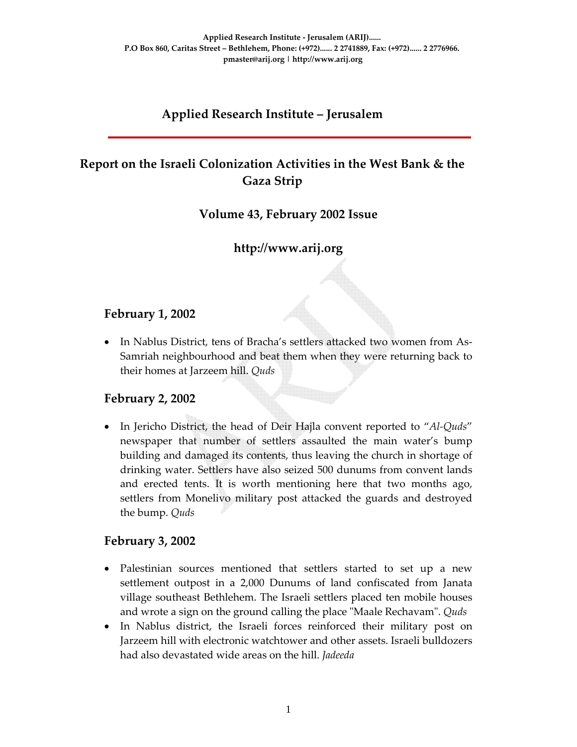Applied Research Institute - Jerusalem (ARIJ)......
P.O Box 860, Caritas Street – Bethlehem, Phone: (+972)...... 2 2741889, Fax: (+972)...... 2 2776966.
pmaster@arij.org | http://www.arij.org

# Applied Research Institute – Jerusalem

## Report on the Israeli Colonization Activities in the West Bank & the Gaza Strip

### Volume 43, February 2002 Issue

### http://www.arij.org

### February 1, 2002

- In Nablus District, tens of Bracha's settlers attacked two women from As-Samriah neighbourhood and beat them when they were returning back to their homes at Jarzeem hill. *Quds*

### February 2, 2002

- In Jericho District, the head of Deir Hajla convent reported to "*Al-Quds*" newspaper that number of settlers assaulted the main water's bump building and damaged its contents, thus leaving the church in shortage of drinking water. Settlers have also seized 500 dunums from convent lands and erected tents. It is worth mentioning here that two months ago, settlers from Monelivo military post attacked the guards and destroyed the bump. *Quds*

### February 3, 2002

- Palestinian sources mentioned that settlers started to set up a new settlement outpost in a 2,000 Dunums of land confiscated from Janata village southeast Bethlehem. The Israeli settlers placed ten mobile houses and wrote a sign on the ground calling the place "Maale Rechavam". *Quds*
- In Nablus district, the Israeli forces reinforced their military post on Jarzeem hill with electronic watchtower and other assets. Israeli bulldozers had also devastated wide areas on the hill. *Jadeeda*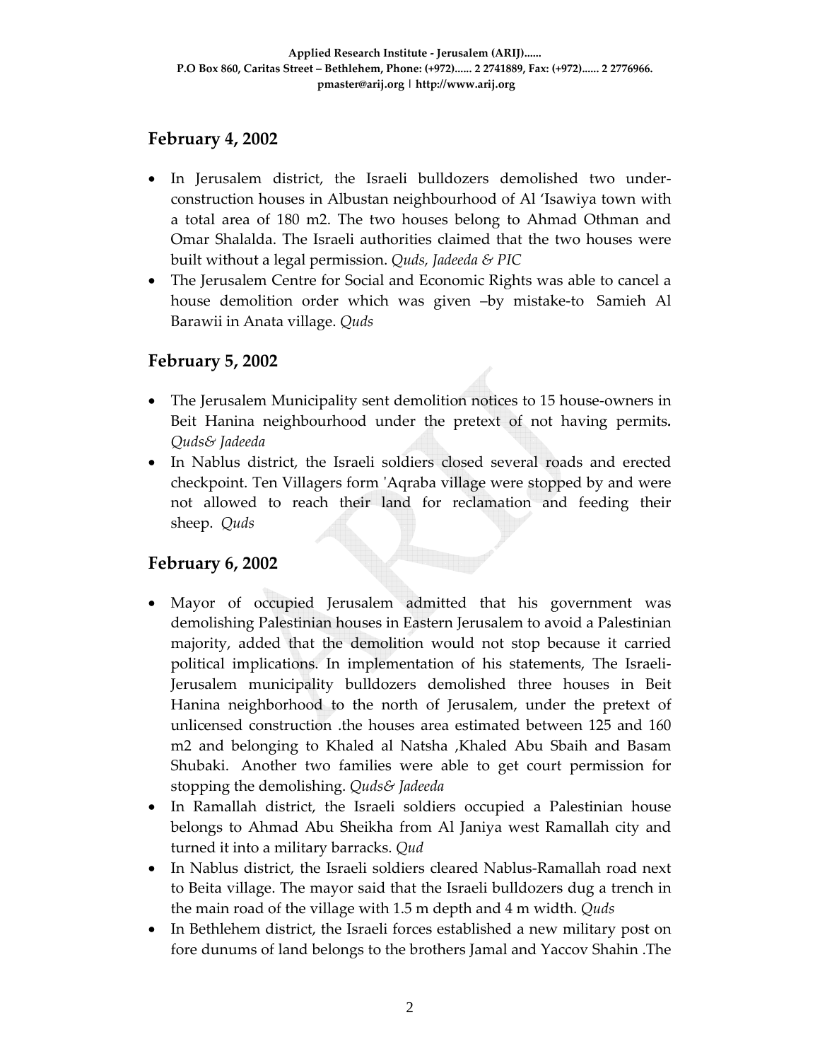## February 4, 2002

- In Jerusalem district, the Israeli bulldozers demolished two under-construction houses in Albustan neighbourhood of Al 'Isawiya town with a total area of 180 m2. The two houses belong to Ahmad Othman and Omar Shalalda. The Israeli authorities claimed that the two houses were built without a legal permission. *Quds, Jadeeda & PIC*
- The Jerusalem Centre for Social and Economic Rights was able to cancel a house demolition order which was given –by mistake-to Samieh Al Barawii in Anata village. *Quds*

## February 5, 2002

- The Jerusalem Municipality sent demolition notices to 15 house-owners in Beit Hanina neighbourhood under the pretext of not having permits**.** *Quds& Jadeeda*
- In Nablus district, the Israeli soldiers closed several roads and erected checkpoint. Ten Villagers form 'Aqraba village were stopped by and were not allowed to reach their land for reclamation and feeding their sheep. *Quds*

## February 6, 2002

- Mayor of occupied Jerusalem admitted that his government was demolishing Palestinian houses in Eastern Jerusalem to avoid a Palestinian majority, added that the demolition would not stop because it carried political implications. In implementation of his statements, The Israeli-Jerusalem municipality bulldozers demolished three houses in Beit Hanina neighborhood to the north of Jerusalem, under the pretext of unlicensed construction .the houses area estimated between 125 and 160 m2 and belonging to Khaled al Natsha ,Khaled Abu Sbaih and Basam Shubaki. Another two families were able to get court permission for stopping the demolishing. *Quds& Jadeeda*
- In Ramallah district, the Israeli soldiers occupied a Palestinian house belongs to Ahmad Abu Sheikha from Al Janiya west Ramallah city and turned it into a military barracks. *Qud*
- In Nablus district, the Israeli soldiers cleared Nablus-Ramallah road next to Beita village. The mayor said that the Israeli bulldozers dug a trench in the main road of the village with 1.5 m depth and 4 m width. *Quds*
- In Bethlehem district, the Israeli forces established a new military post on fore dunums of land belongs to the brothers Jamal and Yaccov Shahin .The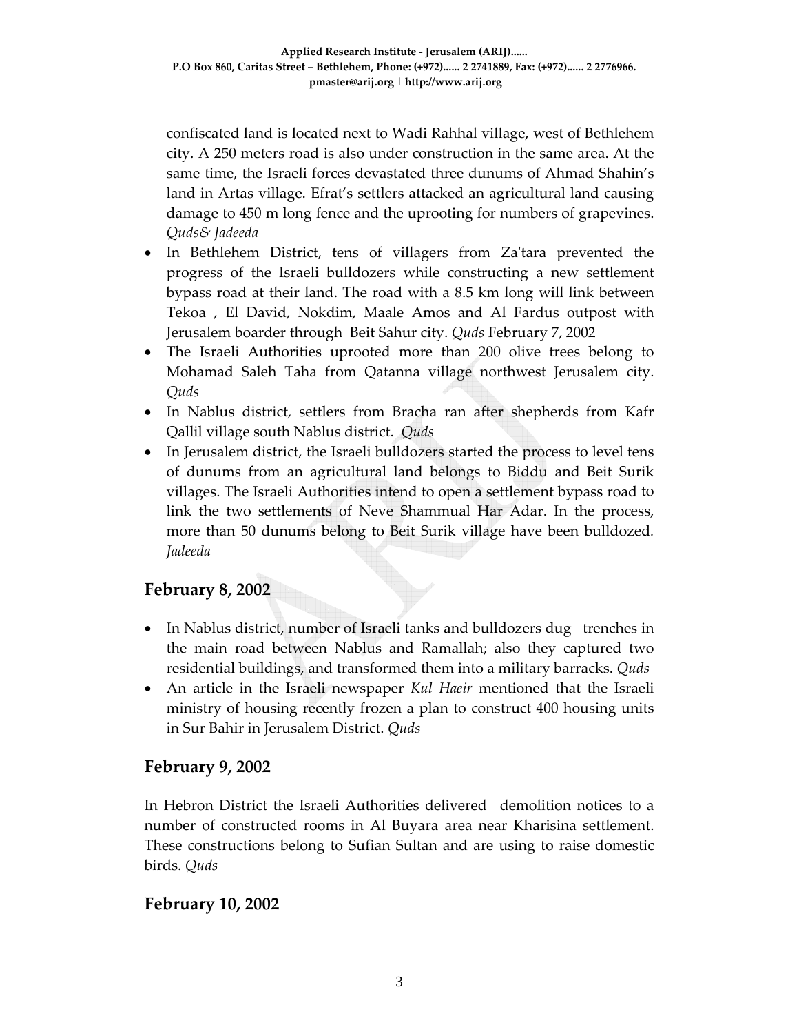confiscated land is located next to Wadi Rahhal village, west of Bethlehem city. A 250 meters road is also under construction in the same area. At the same time, the Israeli forces devastated three dunums of Ahmad Shahin's land in Artas village. Efrat's settlers attacked an agricultural land causing damage to 450 m long fence and the uprooting for numbers of grapevines. *Quds& Jadeeda*

- In Bethlehem District, tens of villagers from Za'tara prevented the progress of the Israeli bulldozers while constructing a new settlement bypass road at their land. The road with a 8.5 km long will link between Tekoa , El David, Nokdim, Maale Amos and Al Fardus outpost with Jerusalem boarder through Beit Sahur city. *Quds* February 7, 2002
- The Israeli Authorities uprooted more than 200 olive trees belong to Mohamad Saleh Taha from Qatanna village northwest Jerusalem city. *Quds*
- In Nablus district, settlers from Bracha ran after shepherds from Kafr Qallil village south Nablus district. *Quds*
- In Jerusalem district, the Israeli bulldozers started the process to level tens of dunums from an agricultural land belongs to Biddu and Beit Surik villages. The Israeli Authorities intend to open a settlement bypass road to link the two settlements of Neve Shammual Har Adar. In the process, more than 50 dunums belong to Beit Surik village have been bulldozed. *Jadeeda*

## February 8, 2002

- In Nablus district, number of Israeli tanks and bulldozers dug trenches in the main road between Nablus and Ramallah; also they captured two residential buildings, and transformed them into a military barracks. *Quds*
- An article in the Israeli newspaper *Kul Haeir* mentioned that the Israeli ministry of housing recently frozen a plan to construct 400 housing units in Sur Bahir in Jerusalem District. *Quds*

## February 9, 2002

In Hebron District the Israeli Authorities delivered demolition notices to a number of constructed rooms in Al Buyara area near Kharisina settlement. These constructions belong to Sufian Sultan and are using to raise domestic birds. *Quds*

## February 10, 2002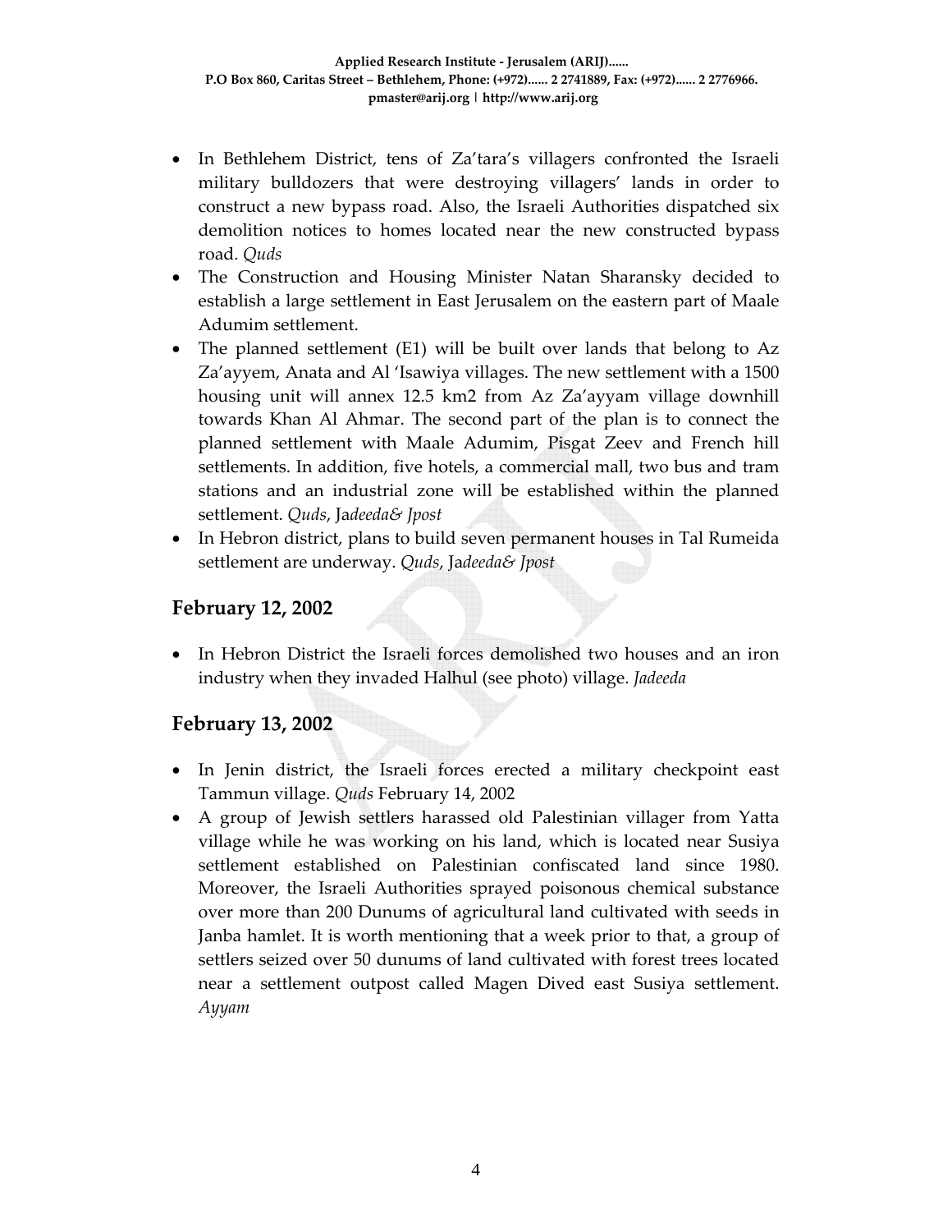- In Bethlehem District, tens of Za'tara's villagers confronted the Israeli military bulldozers that were destroying villagers' lands in order to construct a new bypass road. Also, the Israeli Authorities dispatched six demolition notices to homes located near the new constructed bypass road. *Quds*
- The Construction and Housing Minister Natan Sharansky decided to establish a large settlement in East Jerusalem on the eastern part of Maale Adumim settlement.
- The planned settlement (E1) will be built over lands that belong to Az Za'ayyem, Anata and Al 'Isawiya villages. The new settlement with a 1500 housing unit will annex 12.5 km2 from Az Za'ayyam village downhill towards Khan Al Ahmar. The second part of the plan is to connect the planned settlement with Maale Adumim, Pisgat Zeev and French hill settlements. In addition, five hotels, a commercial mall, two bus and tram stations and an industrial zone will be established within the planned settlement. *Quds*, Ja*deeda& Jpost*
- In Hebron district, plans to build seven permanent houses in Tal Rumeida settlement are underway. *Quds*, Ja*deeda& Jpost*

## February 12, 2002

- In Hebron District the Israeli forces demolished two houses and an iron industry when they invaded Halhul (see photo) village. *Jadeeda*

## February 13, 2002

- In Jenin district, the Israeli forces erected a military checkpoint east Tammun village. *Quds* February 14, 2002
- A group of Jewish settlers harassed old Palestinian villager from Yatta village while he was working on his land, which is located near Susiya settlement established on Palestinian confiscated land since 1980. Moreover, the Israeli Authorities sprayed poisonous chemical substance over more than 200 Dunums of agricultural land cultivated with seeds in Janba hamlet. It is worth mentioning that a week prior to that, a group of settlers seized over 50 dunums of land cultivated with forest trees located near a settlement outpost called Magen Dived east Susiya settlement. *Ayyam*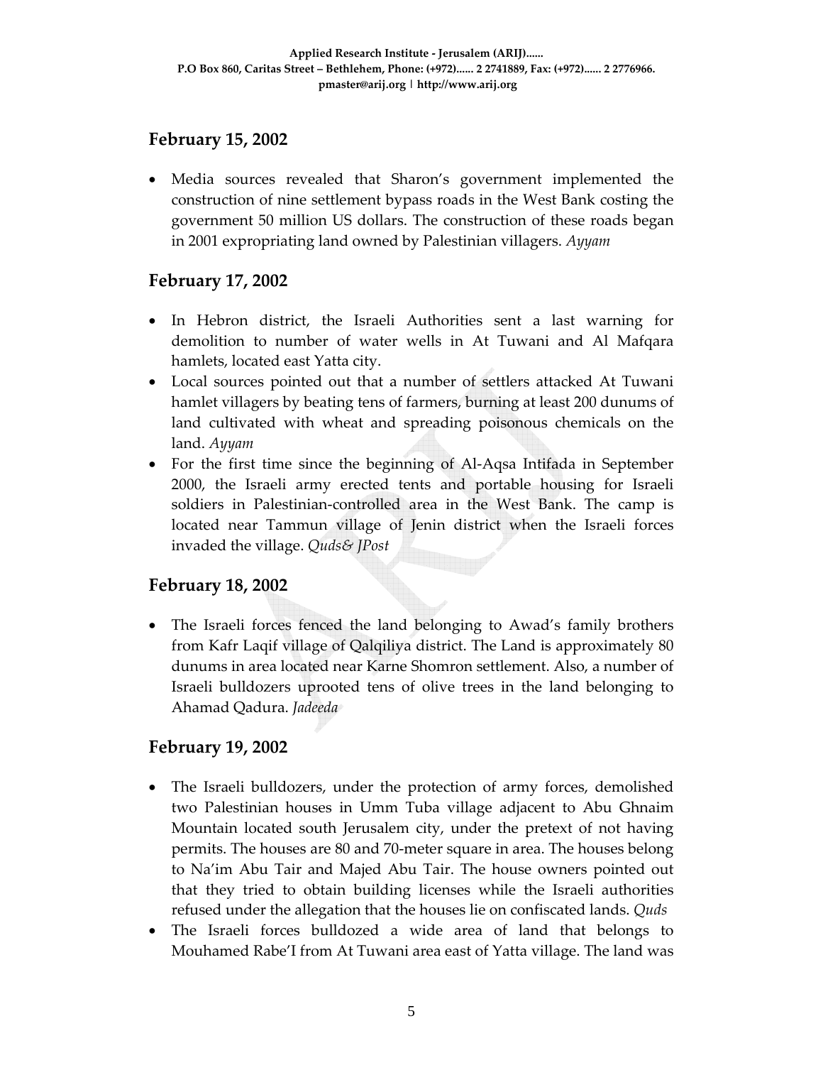## February 15, 2002

- Media sources revealed that Sharon's government implemented the construction of nine settlement bypass roads in the West Bank costing the government 50 million US dollars. The construction of these roads began in 2001 expropriating land owned by Palestinian villagers. *Ayyam*

## February 17, 2002

- In Hebron district, the Israeli Authorities sent a last warning for demolition to number of water wells in At Tuwani and Al Mafqara hamlets, located east Yatta city.
- Local sources pointed out that a number of settlers attacked At Tuwani hamlet villagers by beating tens of farmers, burning at least 200 dunums of land cultivated with wheat and spreading poisonous chemicals on the land. *Ayyam*
- For the first time since the beginning of Al-Aqsa Intifada in September 2000, the Israeli army erected tents and portable housing for Israeli soldiers in Palestinian-controlled area in the West Bank. The camp is located near Tammun village of Jenin district when the Israeli forces invaded the village. *Quds& JPost*

## February 18, 2002

- The Israeli forces fenced the land belonging to Awad's family brothers from Kafr Laqif village of Qalqiliya district. The Land is approximately 80 dunums in area located near Karne Shomron settlement. Also, a number of Israeli bulldozers uprooted tens of olive trees in the land belonging to Ahamad Qadura. *Jadeeda*

## February 19, 2002

- The Israeli bulldozers, under the protection of army forces, demolished two Palestinian houses in Umm Tuba village adjacent to Abu Ghnaim Mountain located south Jerusalem city, under the pretext of not having permits. The houses are 80 and 70-meter square in area. The houses belong to Na'im Abu Tair and Majed Abu Tair. The house owners pointed out that they tried to obtain building licenses while the Israeli authorities refused under the allegation that the houses lie on confiscated lands. *Quds*
- The Israeli forces bulldozed a wide area of land that belongs to Mouhamed Rabe'I from At Tuwani area east of Yatta village. The land was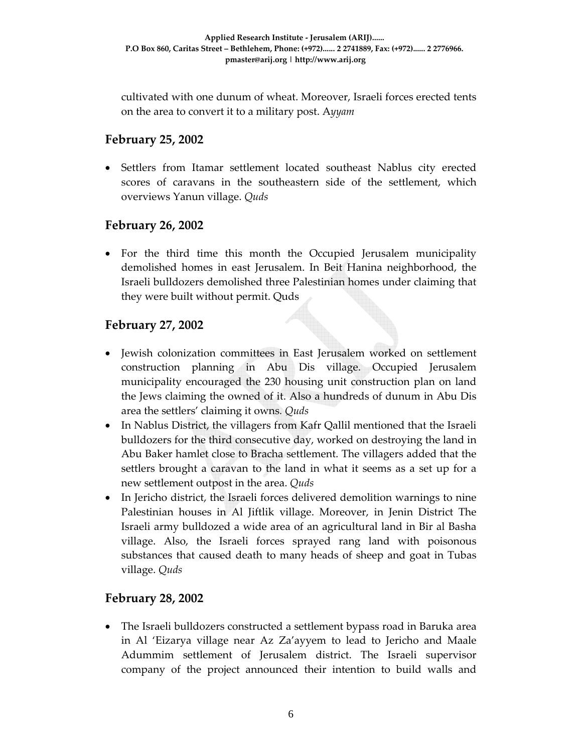cultivated with one dunum of wheat. Moreover, Israeli forces erected tents on the area to convert it to a military post. A*yyam*

## February 25, 2002

- Settlers from Itamar settlement located southeast Nablus city erected scores of caravans in the southeastern side of the settlement, which overviews Yanun village. *Quds*

## February 26, 2002

- For the third time this month the Occupied Jerusalem municipality demolished homes in east Jerusalem. In Beit Hanina neighborhood, the Israeli bulldozers demolished three Palestinian homes under claiming that they were built without permit. Quds

## February 27, 2002

- Jewish colonization committees in East Jerusalem worked on settlement construction planning in Abu Dis village. Occupied Jerusalem municipality encouraged the 230 housing unit construction plan on land the Jews claiming the owned of it. Also a hundreds of dunum in Abu Dis area the settlers' claiming it owns. *Quds*
- In Nablus District, the villagers from Kafr Qallil mentioned that the Israeli bulldozers for the third consecutive day, worked on destroying the land in Abu Baker hamlet close to Bracha settlement. The villagers added that the settlers brought a caravan to the land in what it seems as a set up for a new settlement outpost in the area. *Quds*
- In Jericho district, the Israeli forces delivered demolition warnings to nine Palestinian houses in Al Jiftlik village. Moreover, in Jenin District The Israeli army bulldozed a wide area of an agricultural land in Bir al Basha village. Also, the Israeli forces sprayed rang land with poisonous substances that caused death to many heads of sheep and goat in Tubas village. *Quds*

## February 28, 2002

- The Israeli bulldozers constructed a settlement bypass road in Baruka area in Al 'Eizarya village near Az Za'ayyem to lead to Jericho and Maale Adummim settlement of Jerusalem district. The Israeli supervisor company of the project announced their intention to build walls and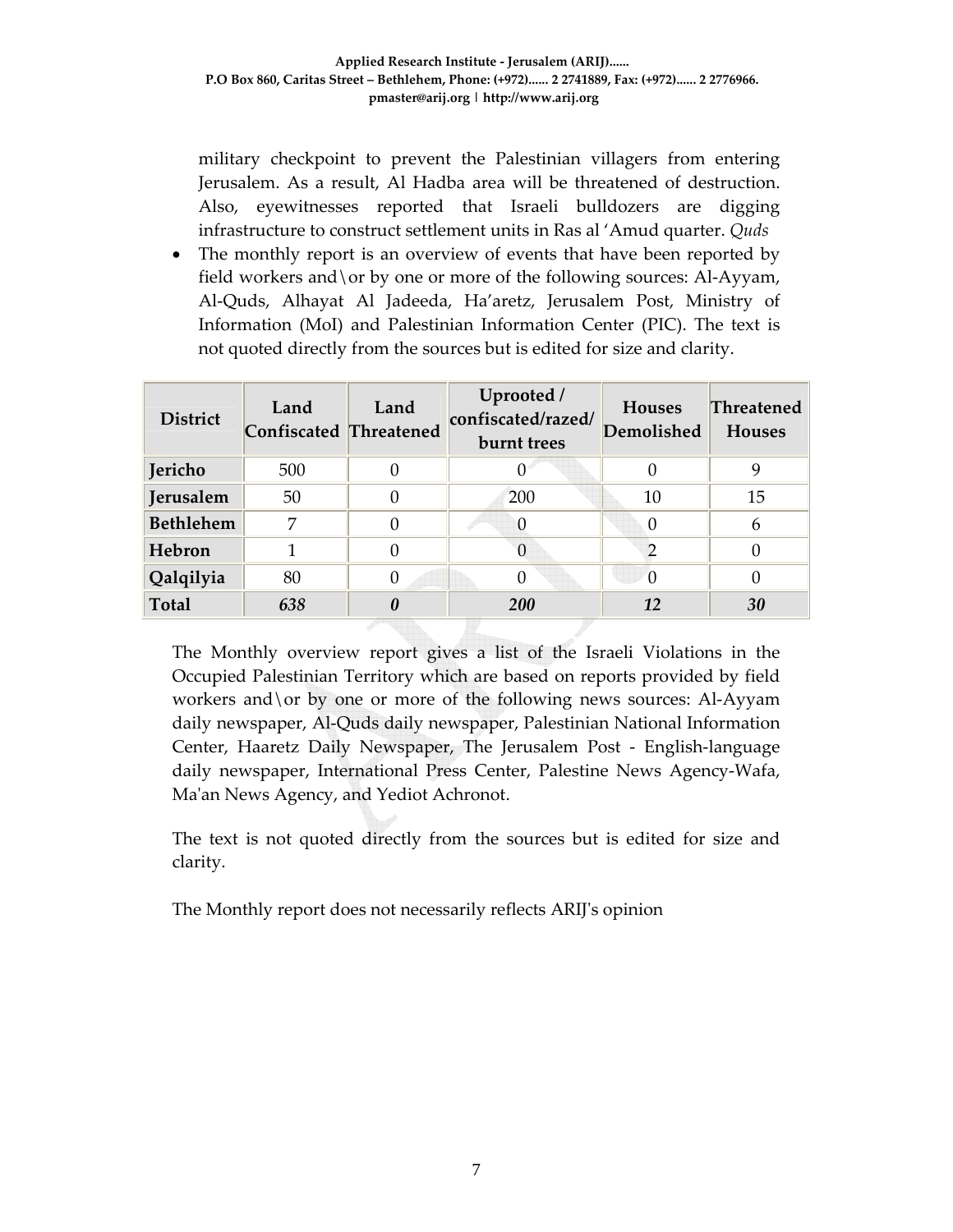military checkpoint to prevent the Palestinian villagers from entering Jerusalem. As a result, Al Hadba area will be threatened of destruction. Also, eyewitnesses reported that Israeli bulldozers are digging infrastructure to construct settlement units in Ras al 'Amud quarter. *Quds*

- The monthly report is an overview of events that have been reported by field workers and\or by one or more of the following sources: Al-Ayyam, Al-Quds, Alhayat Al Jadeeda, Ha'aretz, Jerusalem Post, Ministry of Information (MoI) and Palestinian Information Center (PIC). The text is not quoted directly from the sources but is edited for size and clarity.

| District | Land Confiscated | Land Threatened | Uprooted / confiscated/razed/ burnt trees | Houses Demolished | Threatened Houses |
|---|---|---|---|---|---|
| **Jericho** | 500 | 0 | 0 | 0 | 9 |
| **Jerusalem** | 50 | 0 | 200 | 10 | 15 |
| **Bethlehem** | 7 | 0 | 0 | 0 | 6 |
| **Hebron** | 1 | 0 | 0 | 2 | 0 |
| **Qalqilyia** | 80 | 0 | 0 | 0 | 0 |
| **Total** | ***638*** | ***0*** | ***200*** | ***12*** | ***30*** |

The Monthly overview report gives a list of the Israeli Violations in the Occupied Palestinian Territory which are based on reports provided by field workers and\or by one or more of the following news sources: Al-Ayyam daily newspaper, Al-Quds daily newspaper, Palestinian National Information Center, Haaretz Daily Newspaper, The Jerusalem Post - English-language daily newspaper, International Press Center, Palestine News Agency-Wafa, Ma'an News Agency, and Yediot Achronot.

The text is not quoted directly from the sources but is edited for size and clarity.

The Monthly report does not necessarily reflects ARIJ's opinion